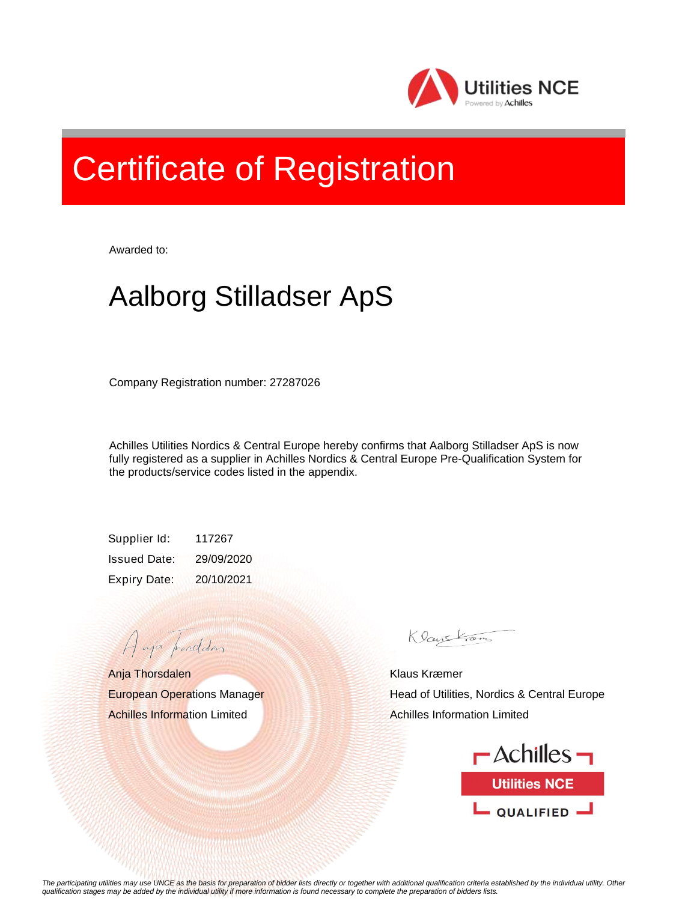Utilities NCE
Powered by Achilles

# Certificate of Registration

Awarded to:

## Aalborg Stilladser ApS

Company Registration number: 27287026

Achilles Utilities Nordics & Central Europe hereby confirms that Aalborg Stilladser ApS is now fully registered as a supplier in Achilles Nordics & Central Europe Pre-Qualification System for the products/service codes listed in the appendix.

| | |
|---|---|
| Supplier Id: | 117267 |
| Issued Date: | 29/09/2020 |
| Expiry Date: | 20/10/2021 |

Anja Thorsdalen
European Operations Manager
Achilles Information Limited

Klaus Kræmer
Head of Utilities, Nordics & Central Europe
Achilles Information Limited

Achilles
Utilities NCE
QUALIFIED

*The participating utilities may use UNCE as the basis for preparation of bidder lists directly or together with additional qualification criteria established by the individual utility. Other qualification stages may be added by the individual utility if more information is found necessary to complete the preparation of bidders lists.*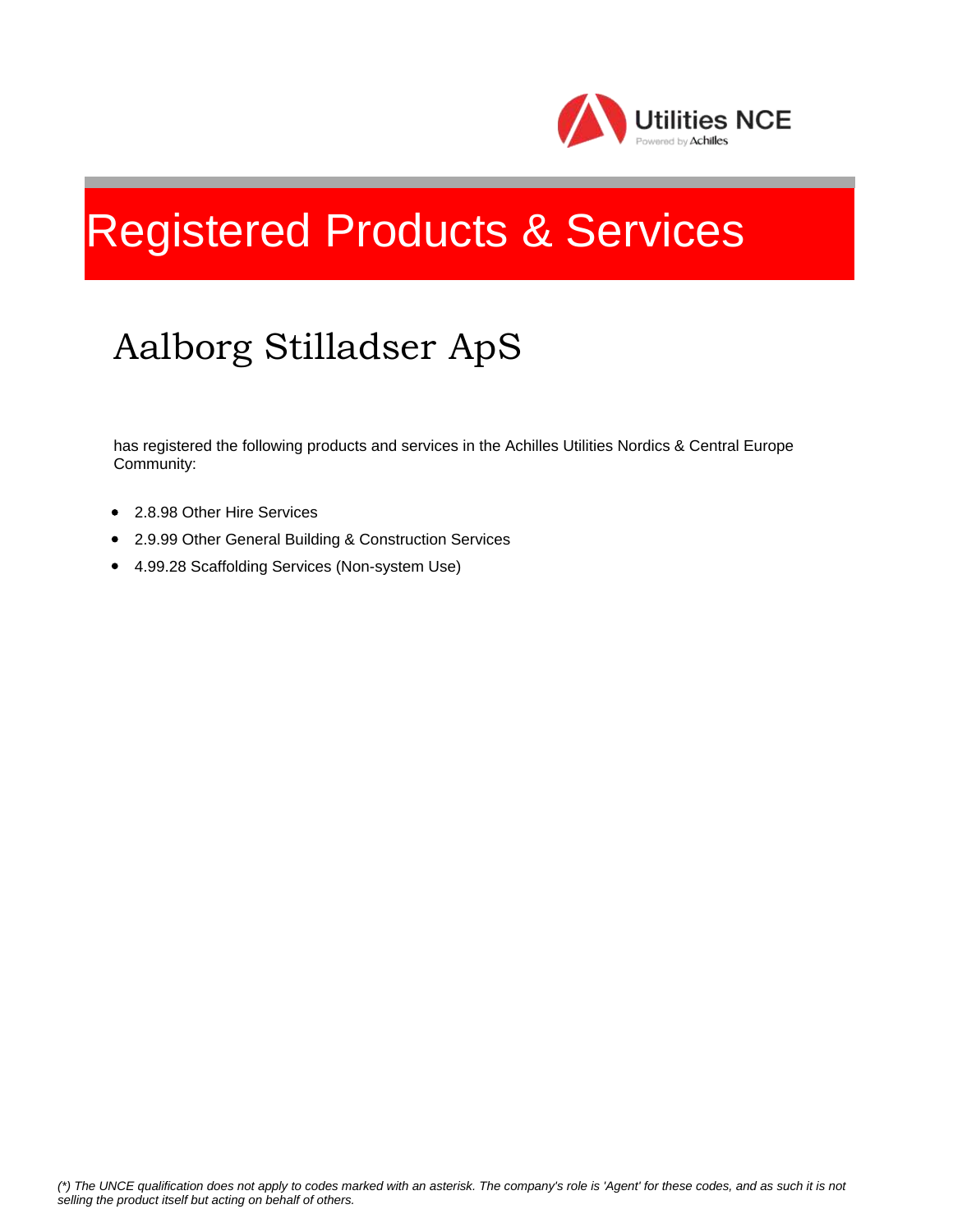Utilities NCE

Powered by Achilles

# Registered Products & Services

## Aalborg Stilladser ApS

has registered the following products and services in the Achilles Utilities Nordics & Central Europe Community:

- 2.8.98 Other Hire Services
- 2.9.99 Other General Building & Construction Services
- 4.99.28 Scaffolding Services (Non-system Use)

*(*) The UNCE qualification does not apply to codes marked with an asterisk. The company's role is 'Agent' for these codes, and as such it is not selling the product itself but acting on behalf of others.*